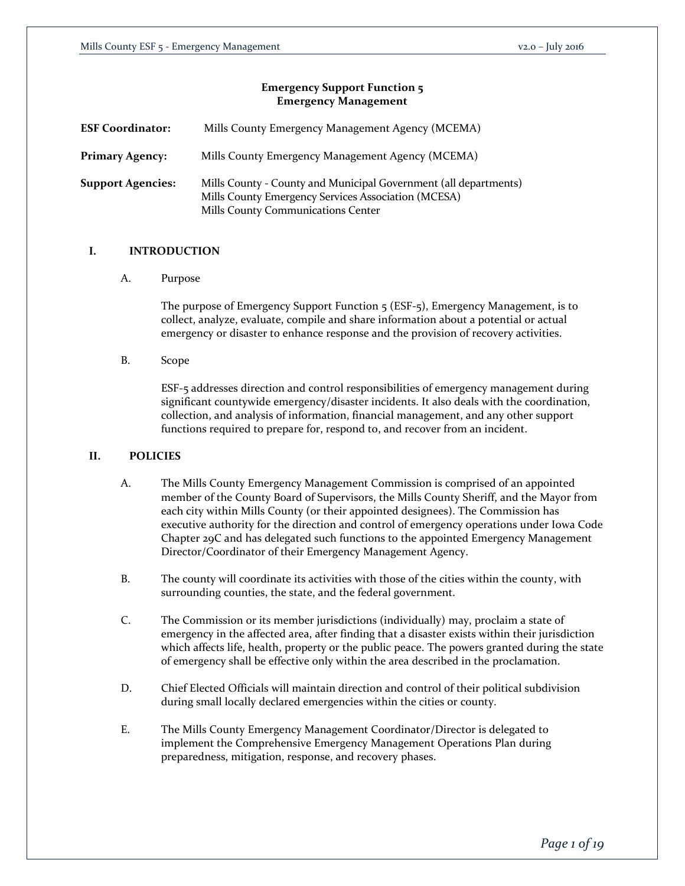# Emergency Support Function 5
## Emergency Management

**ESF Coordinator:** Mills County Emergency Management Agency (MCEMA)

**Primary Agency:** Mills County Emergency Management Agency (MCEMA)

**Support Agencies:** Mills County - County and Municipal Government (all departments)
Mills County Emergency Services Association (MCESA)
Mills County Communications Center

## I. INTRODUCTION

### A. Purpose

The purpose of Emergency Support Function 5 (ESF-5), Emergency Management, is to collect, analyze, evaluate, compile and share information about a potential or actual emergency or disaster to enhance response and the provision of recovery activities.

### B. Scope

ESF-5 addresses direction and control responsibilities of emergency management during significant countywide emergency/disaster incidents. It also deals with the coordination, collection, and analysis of information, financial management, and any other support functions required to prepare for, respond to, and recover from an incident.

## II. POLICIES

A. The Mills County Emergency Management Commission is comprised of an appointed member of the County Board of Supervisors, the Mills County Sheriff, and the Mayor from each city within Mills County (or their appointed designees). The Commission has executive authority for the direction and control of emergency operations under Iowa Code Chapter 29C and has delegated such functions to the appointed Emergency Management Director/Coordinator of their Emergency Management Agency.

B. The county will coordinate its activities with those of the cities within the county, with surrounding counties, the state, and the federal government.

C. The Commission or its member jurisdictions (individually) may, proclaim a state of emergency in the affected area, after finding that a disaster exists within their jurisdiction which affects life, health, property or the public peace. The powers granted during the state of emergency shall be effective only within the area described in the proclamation.

D. Chief Elected Officials will maintain direction and control of their political subdivision during small locally declared emergencies within the cities or county.

E. The Mills County Emergency Management Coordinator/Director is delegated to implement the Comprehensive Emergency Management Operations Plan during preparedness, mitigation, response, and recovery phases.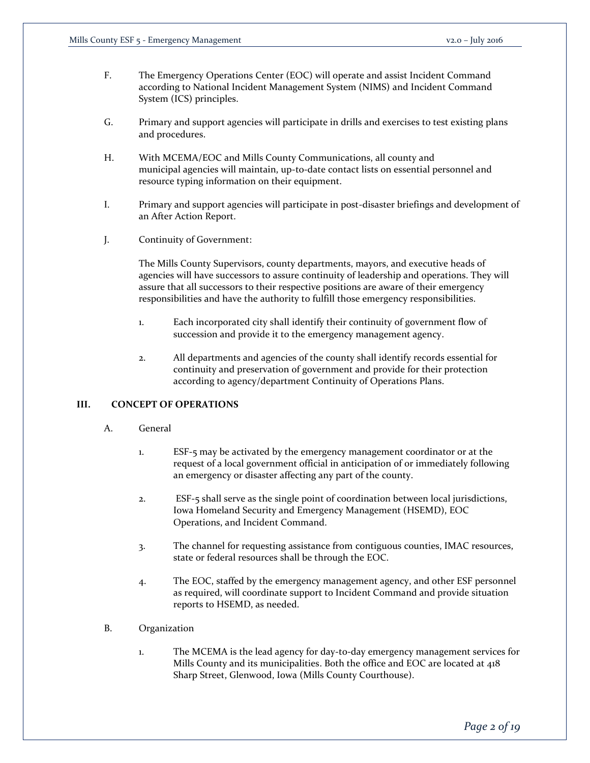F. The Emergency Operations Center (EOC) will operate and assist Incident Command according to National Incident Management System (NIMS) and Incident Command System (ICS) principles.

G. Primary and support agencies will participate in drills and exercises to test existing plans and procedures.

H. With MCEMA/EOC and Mills County Communications, all county and municipal agencies will maintain, up-to-date contact lists on essential personnel and resource typing information on their equipment.

I. Primary and support agencies will participate in post-disaster briefings and development of an After Action Report.

J. Continuity of Government:

The Mills County Supervisors, county departments, mayors, and executive heads of agencies will have successors to assure continuity of leadership and operations. They will assure that all successors to their respective positions are aware of their emergency responsibilities and have the authority to fulfill those emergency responsibilities.

1. Each incorporated city shall identify their continuity of government flow of succession and provide it to the emergency management agency.

2. All departments and agencies of the county shall identify records essential for continuity and preservation of government and provide for their protection according to agency/department Continuity of Operations Plans.

## III. CONCEPT OF OPERATIONS

A. General

1. ESF-5 may be activated by the emergency management coordinator or at the request of a local government official in anticipation of or immediately following an emergency or disaster affecting any part of the county.

2. ESF-5 shall serve as the single point of coordination between local jurisdictions, Iowa Homeland Security and Emergency Management (HSEMD), EOC Operations, and Incident Command.

3. The channel for requesting assistance from contiguous counties, IMAC resources, state or federal resources shall be through the EOC.

4. The EOC, staffed by the emergency management agency, and other ESF personnel as required, will coordinate support to Incident Command and provide situation reports to HSEMD, as needed.

B. Organization

1. The MCEMA is the lead agency for day-to-day emergency management services for Mills County and its municipalities. Both the office and EOC are located at 418 Sharp Street, Glenwood, Iowa (Mills County Courthouse).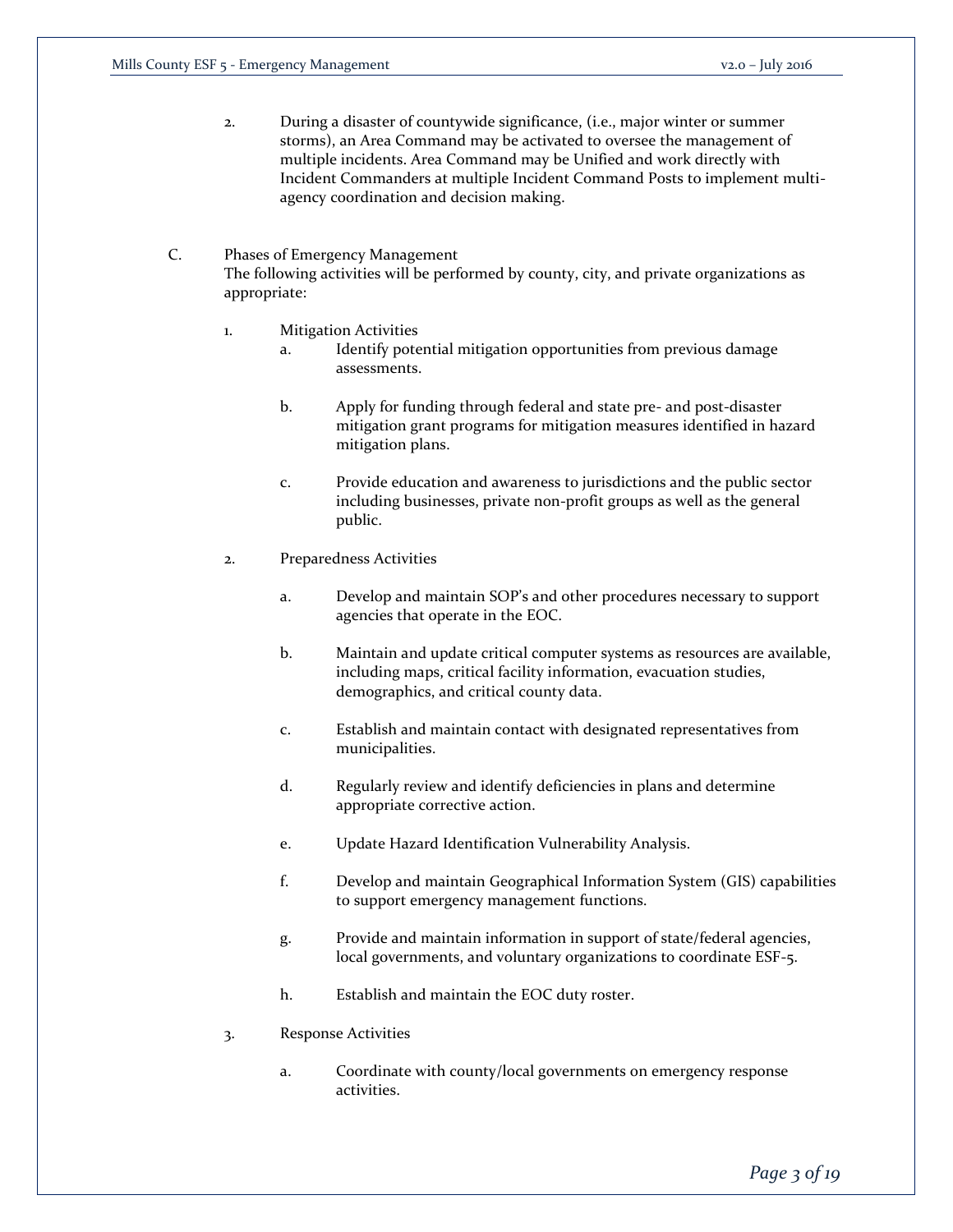2. During a disaster of countywide significance, (i.e., major winter or summer storms), an Area Command may be activated to oversee the management of multiple incidents. Area Command may be Unified and work directly with Incident Commanders at multiple Incident Command Posts to implement multi-agency coordination and decision making.

C. Phases of Emergency Management
The following activities will be performed by county, city, and private organizations as appropriate:

1. Mitigation Activities
   a. Identify potential mitigation opportunities from previous damage assessments.

   b. Apply for funding through federal and state pre- and post-disaster mitigation grant programs for mitigation measures identified in hazard mitigation plans.

   c. Provide education and awareness to jurisdictions and the public sector including businesses, private non-profit groups as well as the general public.

2. Preparedness Activities

   a. Develop and maintain SOP's and other procedures necessary to support agencies that operate in the EOC.

   b. Maintain and update critical computer systems as resources are available, including maps, critical facility information, evacuation studies, demographics, and critical county data.

   c. Establish and maintain contact with designated representatives from municipalities.

   d. Regularly review and identify deficiencies in plans and determine appropriate corrective action.

   e. Update Hazard Identification Vulnerability Analysis.

   f. Develop and maintain Geographical Information System (GIS) capabilities to support emergency management functions.

   g. Provide and maintain information in support of state/federal agencies, local governments, and voluntary organizations to coordinate ESF-5.

   h. Establish and maintain the EOC duty roster.

3. Response Activities

   a. Coordinate with county/local governments on emergency response activities.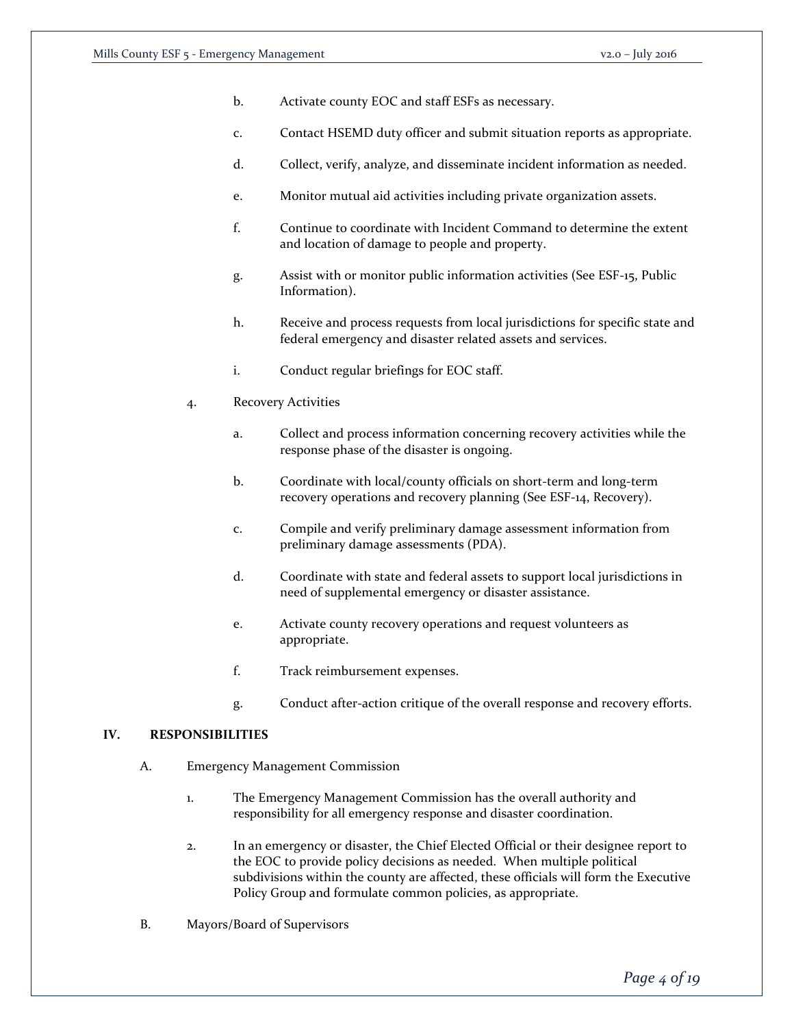b. Activate county EOC and staff ESFs as necessary.

c. Contact HSEMD duty officer and submit situation reports as appropriate.

d. Collect, verify, analyze, and disseminate incident information as needed.

e. Monitor mutual aid activities including private organization assets.

f. Continue to coordinate with Incident Command to determine the extent and location of damage to people and property.

g. Assist with or monitor public information activities (See ESF-15, Public Information).

h. Receive and process requests from local jurisdictions for specific state and federal emergency and disaster related assets and services.

i. Conduct regular briefings for EOC staff.

4. Recovery Activities

a. Collect and process information concerning recovery activities while the response phase of the disaster is ongoing.

b. Coordinate with local/county officials on short-term and long-term recovery operations and recovery planning (See ESF-14, Recovery).

c. Compile and verify preliminary damage assessment information from preliminary damage assessments (PDA).

d. Coordinate with state and federal assets to support local jurisdictions in need of supplemental emergency or disaster assistance.

e. Activate county recovery operations and request volunteers as appropriate.

f. Track reimbursement expenses.

g. Conduct after-action critique of the overall response and recovery efforts.

## IV. RESPONSIBILITIES

A. Emergency Management Commission

1. The Emergency Management Commission has the overall authority and responsibility for all emergency response and disaster coordination.

2. In an emergency or disaster, the Chief Elected Official or their designee report to the EOC to provide policy decisions as needed. When multiple political subdivisions within the county are affected, these officials will form the Executive Policy Group and formulate common policies, as appropriate.

B. Mayors/Board of Supervisors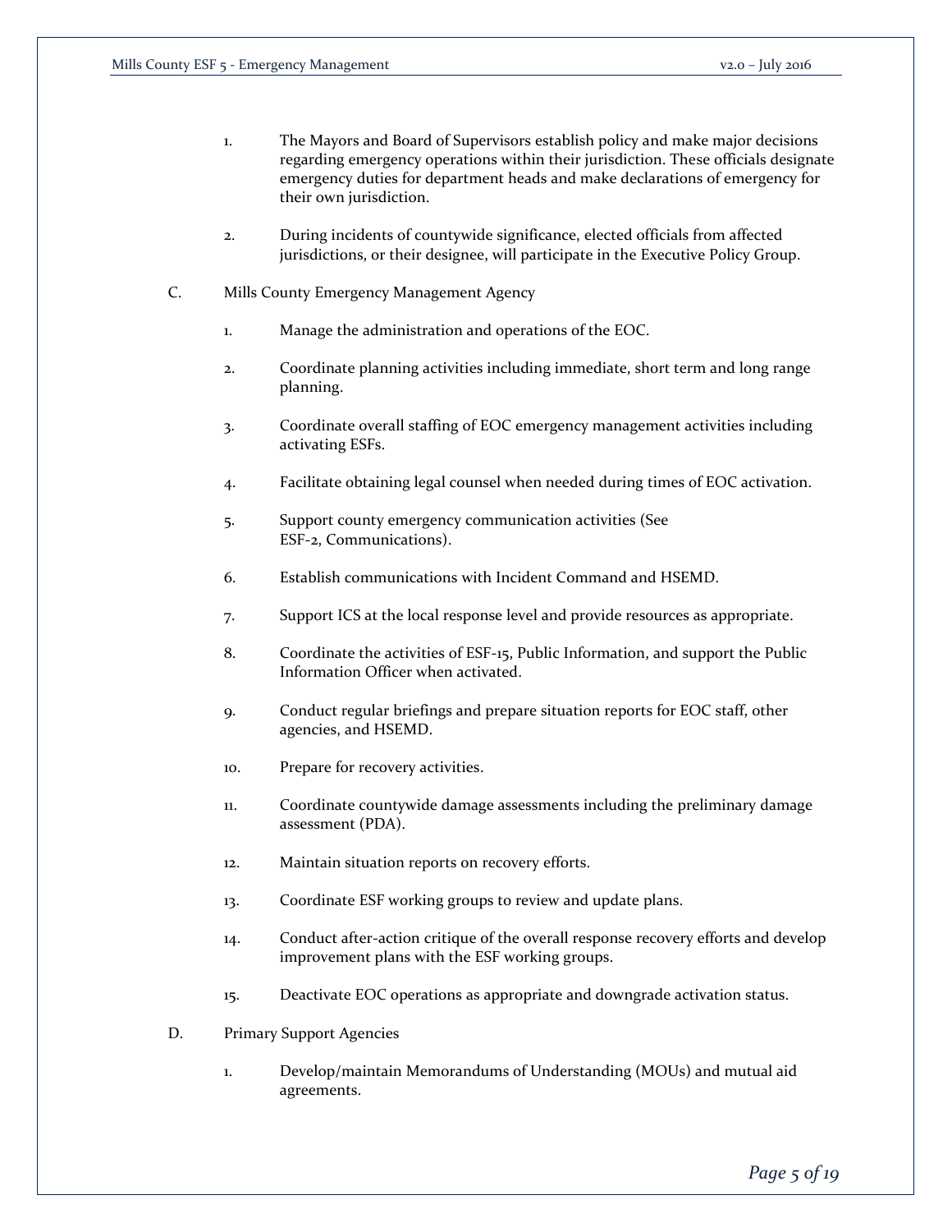1. The Mayors and Board of Supervisors establish policy and make major decisions regarding emergency operations within their jurisdiction. These officials designate emergency duties for department heads and make declarations of emergency for their own jurisdiction.

2. During incidents of countywide significance, elected officials from affected jurisdictions, or their designee, will participate in the Executive Policy Group.

C. Mills County Emergency Management Agency

1. Manage the administration and operations of the EOC.

2. Coordinate planning activities including immediate, short term and long range planning.

3. Coordinate overall staffing of EOC emergency management activities including activating ESFs.

4. Facilitate obtaining legal counsel when needed during times of EOC activation.

5. Support county emergency communication activities (See ESF-2, Communications).

6. Establish communications with Incident Command and HSEMD.

7. Support ICS at the local response level and provide resources as appropriate.

8. Coordinate the activities of ESF-15, Public Information, and support the Public Information Officer when activated.

9. Conduct regular briefings and prepare situation reports for EOC staff, other agencies, and HSEMD.

10. Prepare for recovery activities.

11. Coordinate countywide damage assessments including the preliminary damage assessment (PDA).

12. Maintain situation reports on recovery efforts.

13. Coordinate ESF working groups to review and update plans.

14. Conduct after-action critique of the overall response recovery efforts and develop improvement plans with the ESF working groups.

15. Deactivate EOC operations as appropriate and downgrade activation status.

D. Primary Support Agencies

1. Develop/maintain Memorandums of Understanding (MOUs) and mutual aid agreements.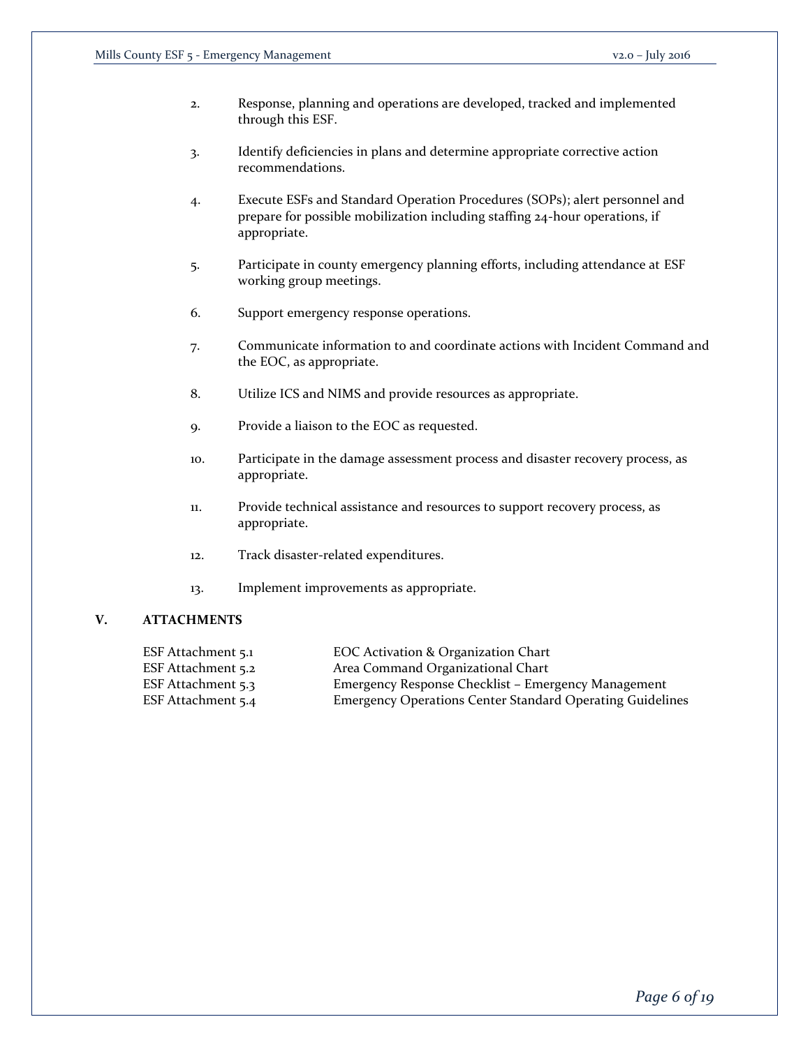2. Response, planning and operations are developed, tracked and implemented through this ESF.

3. Identify deficiencies in plans and determine appropriate corrective action recommendations.

4. Execute ESFs and Standard Operation Procedures (SOPs); alert personnel and prepare for possible mobilization including staffing 24-hour operations, if appropriate.

5. Participate in county emergency planning efforts, including attendance at ESF working group meetings.

6. Support emergency response operations.

7. Communicate information to and coordinate actions with Incident Command and the EOC, as appropriate.

8. Utilize ICS and NIMS and provide resources as appropriate.

9. Provide a liaison to the EOC as requested.

10. Participate in the damage assessment process and disaster recovery process, as appropriate.

11. Provide technical assistance and resources to support recovery process, as appropriate.

12. Track disaster-related expenditures.

13. Implement improvements as appropriate.

## V. ATTACHMENTS

| | |
|---|---|
| ESF Attachment 5.1 | EOC Activation & Organization Chart |
| ESF Attachment 5.2 | Area Command Organizational Chart |
| ESF Attachment 5.3 | Emergency Response Checklist – Emergency Management |
| ESF Attachment 5.4 | Emergency Operations Center Standard Operating Guidelines |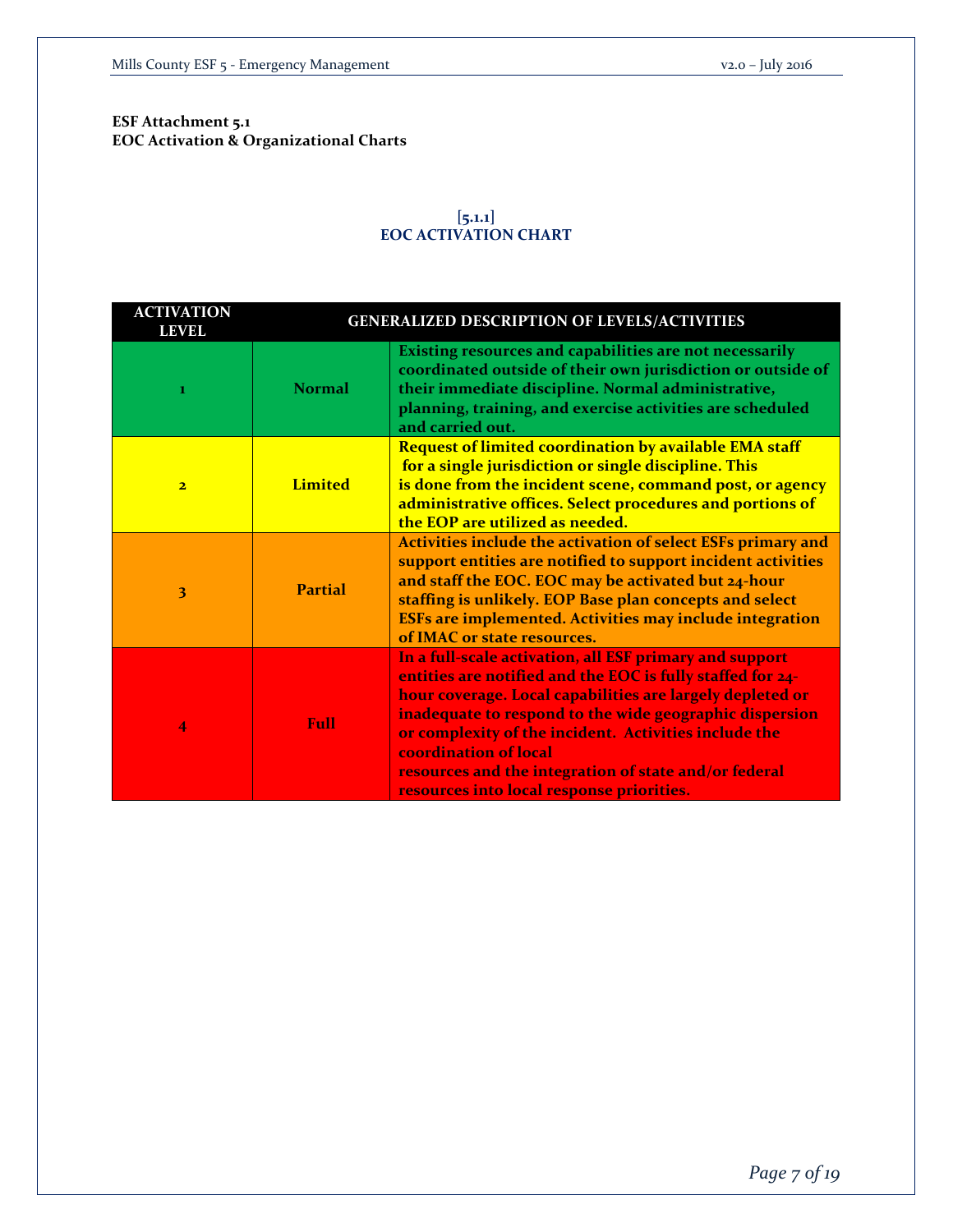**ESF Attachment 5.1**
**EOC Activation & Organizational Charts**

**[5.1.1]**
**EOC ACTIVATION CHART**

| ACTIVATION LEVEL | GENERALIZED DESCRIPTION OF LEVELS/ACTIVITIES | |
|---|---|---|
| 1 | Normal | Existing resources and capabilities are not necessarily coordinated outside of their own jurisdiction or outside of their immediate discipline. Normal administrative, planning, training, and exercise activities are scheduled and carried out. |
| 2 | Limited | Request of limited coordination by available EMA staff for a single jurisdiction or single discipline. This is done from the incident scene, command post, or agency administrative offices. Select procedures and portions of the EOP are utilized as needed. |
| 3 | Partial | Activities include the activation of select ESFs primary and support entities are notified to support incident activities and staff the EOC. EOC may be activated but 24-hour staffing is unlikely. EOP Base plan concepts and select ESFs are implemented. Activities may include integration of IMAC or state resources. |
| 4 | Full | In a full-scale activation, all ESF primary and support entities are notified and the EOC is fully staffed for 24-hour coverage. Local capabilities are largely depleted or inadequate to respond to the wide geographic dispersion or complexity of the incident. Activities include the coordination of local resources and the integration of state and/or federal resources into local response priorities. |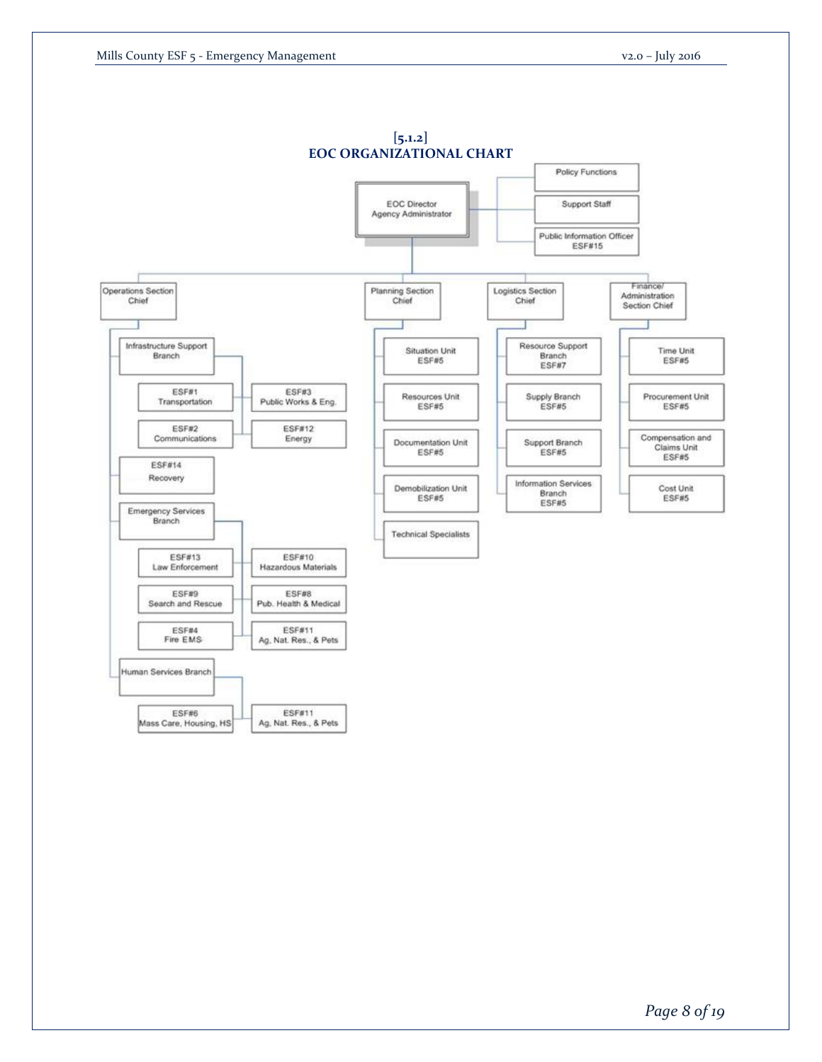## [5.1.2]
## EOC ORGANIZATIONAL CHART

- **EOC Director / Agency Administrator**
  - Policy Functions
  - Support Staff
  - Public Information Officer ESF#15
  - **Operations Section Chief**
    - Infrastructure Support Branch
      - ESF#1 Transportation
      - ESF#2 Communications
      - ESF#3 Public Works & Eng.
      - ESF#12 Energy
    - ESF#14 Recovery
    - Emergency Services Branch
      - ESF#13 Law Enforcement
      - ESF#9 Search and Rescue
      - ESF#4 Fire EMS
      - ESF#10 Hazardous Materials
      - ESF#8 Pub. Health & Medical
      - ESF#11 Ag, Nat. Res., & Pets
    - Human Services Branch
      - ESF#6 Mass Care, Housing, HS
      - ESF#11 Ag, Nat. Res., & Pets
  - **Planning Section Chief**
    - Situation Unit ESF#5
    - Resources Unit ESF#5
    - Documentation Unit ESF#5
    - Demobilization Unit ESF#5
    - Technical Specialists
  - **Logistics Section Chief**
    - Resource Support Branch ESF#7
    - Supply Branch ESF#5
    - Support Branch ESF#5
    - Information Services Branch ESF#5
  - **Finance/ Administration Section Chief**
    - Time Unit ESF#5
    - Procurement Unit ESF#5
    - Compensation and Claims Unit ESF#5
    - Cost Unit ESF#5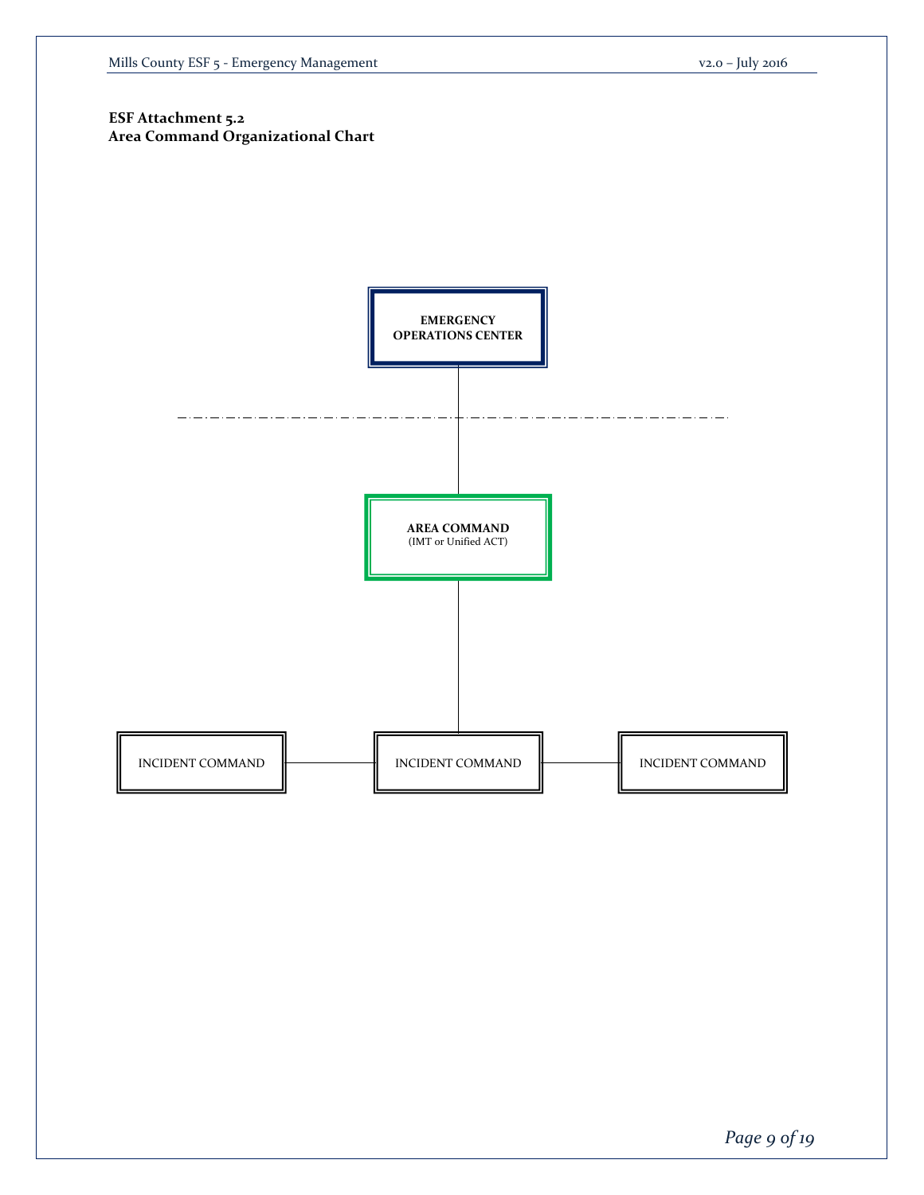**ESF Attachment 5.2**
**Area Command Organizational Chart**

**EMERGENCY OPERATIONS CENTER**

**AREA COMMAND**
(IMT or Unified ACT)

INCIDENT COMMAND

INCIDENT COMMAND

INCIDENT COMMAND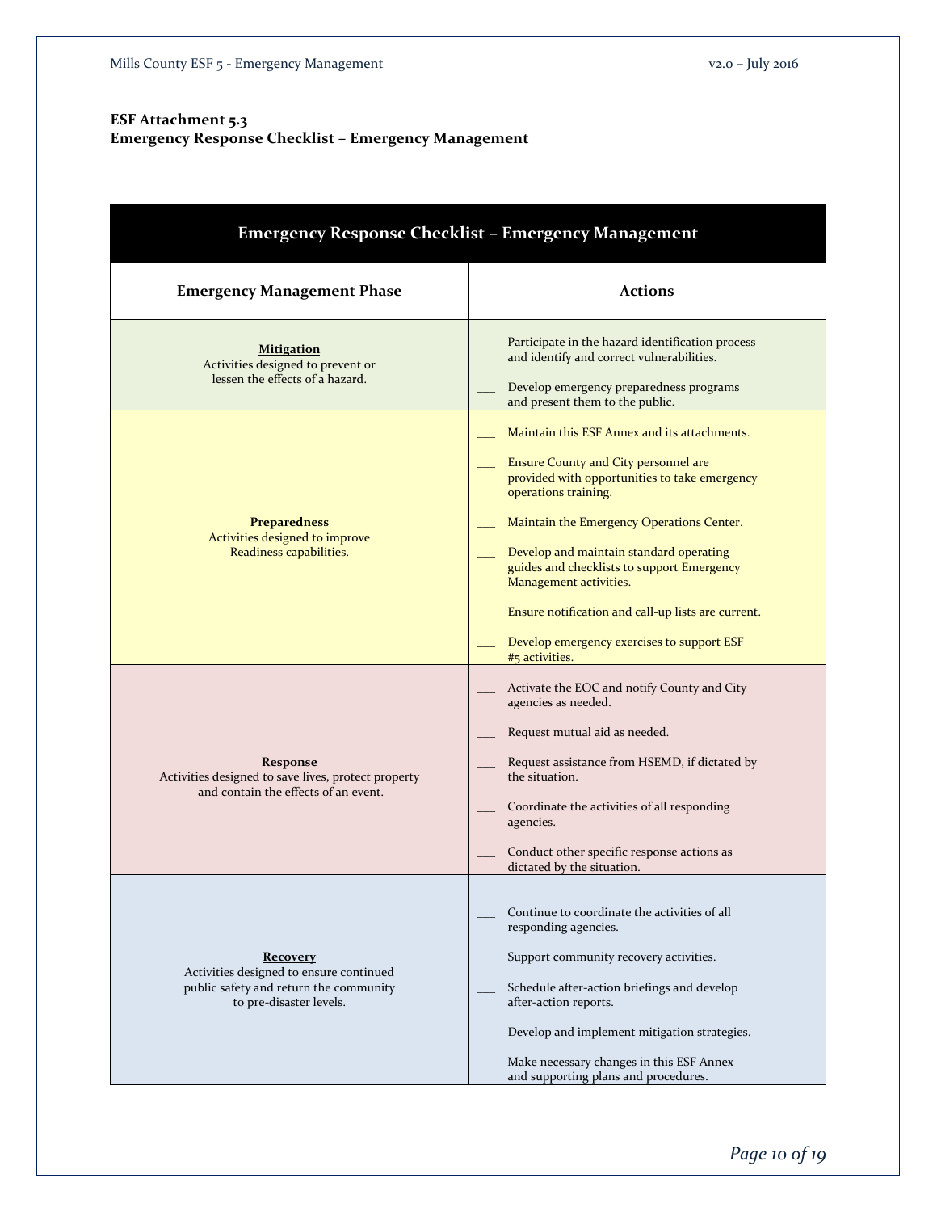**ESF Attachment 5.3**
**Emergency Response Checklist – Emergency Management**

| Emergency Response Checklist – Emergency Management | |
|---|---|
| **Emergency Management Phase** | **Actions** |
| **Mitigation**<br>Activities designed to prevent or lessen the effects of a hazard. | ___ Participate in the hazard identification process and identify and correct vulnerabilities.<br><br>___ Develop emergency preparedness programs and present them to the public. |
| **Preparedness**<br>Activities designed to improve Readiness capabilities. | ___ Maintain this ESF Annex and its attachments.<br><br>___ Ensure County and City personnel are provided with opportunities to take emergency operations training.<br><br>___ Maintain the Emergency Operations Center.<br><br>___ Develop and maintain standard operating guides and checklists to support Emergency Management activities.<br><br>___ Ensure notification and call-up lists are current.<br><br>___ Develop emergency exercises to support ESF #5 activities. |
| **Response**<br>Activities designed to save lives, protect property and contain the effects of an event. | ___ Activate the EOC and notify County and City agencies as needed.<br><br>___ Request mutual aid as needed.<br><br>___ Request assistance from HSEMD, if dictated by the situation.<br><br>___ Coordinate the activities of all responding agencies.<br><br>___ Conduct other specific response actions as dictated by the situation. |
| **Recovery**<br>Activities designed to ensure continued public safety and return the community to pre-disaster levels. | ___ Continue to coordinate the activities of all responding agencies.<br><br>___ Support community recovery activities.<br><br>___ Schedule after-action briefings and develop after-action reports.<br><br>___ Develop and implement mitigation strategies.<br><br>___ Make necessary changes in this ESF Annex and supporting plans and procedures. |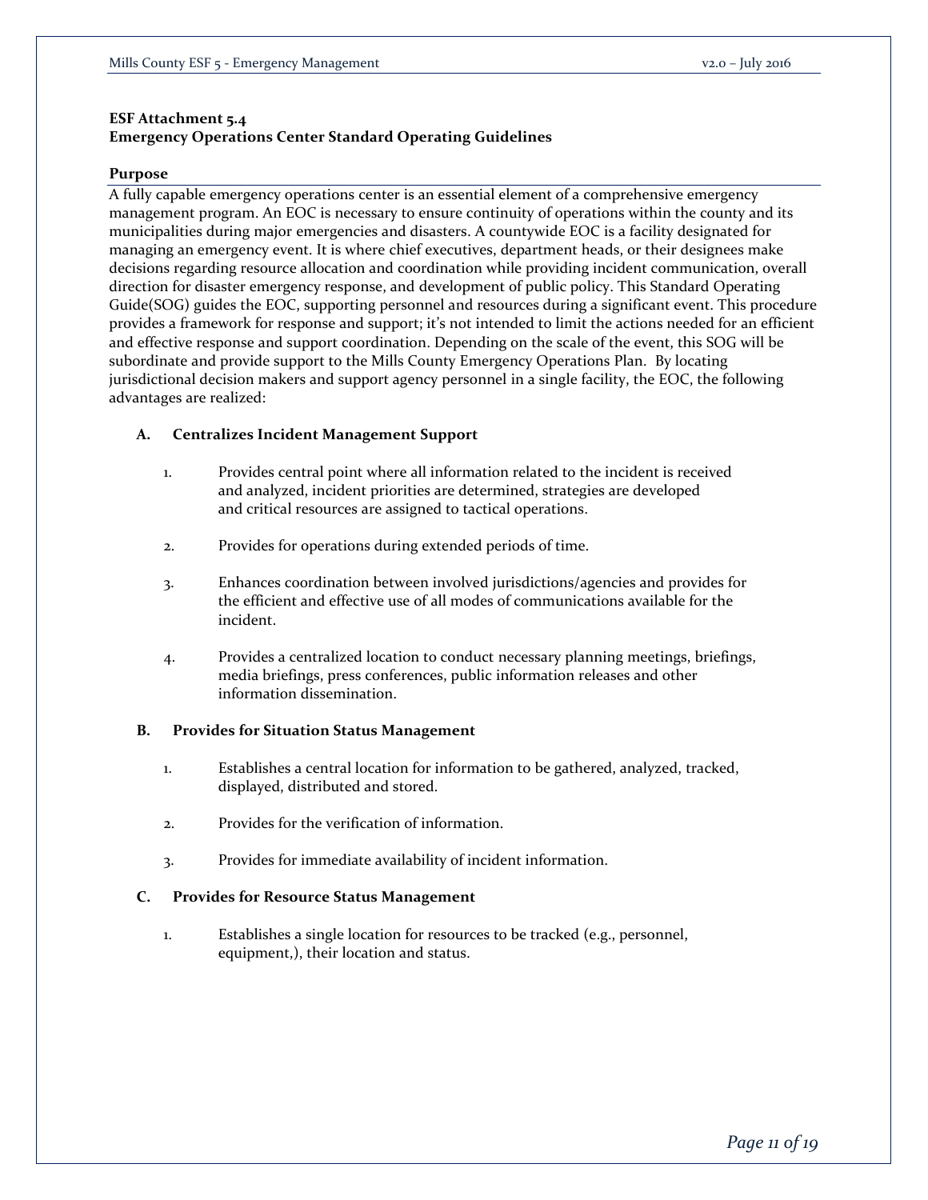**ESF Attachment 5.4**
**Emergency Operations Center Standard Operating Guidelines**

## Purpose

A fully capable emergency operations center is an essential element of a comprehensive emergency management program. An EOC is necessary to ensure continuity of operations within the county and its municipalities during major emergencies and disasters. A countywide EOC is a facility designated for managing an emergency event. It is where chief executives, department heads, or their designees make decisions regarding resource allocation and coordination while providing incident communication, overall direction for disaster emergency response, and development of public policy. This Standard Operating Guide(SOG) guides the EOC, supporting personnel and resources during a significant event. This procedure provides a framework for response and support; it's not intended to limit the actions needed for an efficient and effective response and support coordination. Depending on the scale of the event, this SOG will be subordinate and provide support to the Mills County Emergency Operations Plan. By locating jurisdictional decision makers and support agency personnel in a single facility, the EOC, the following advantages are realized:

**A. Centralizes Incident Management Support**

1. Provides central point where all information related to the incident is received and analyzed, incident priorities are determined, strategies are developed and critical resources are assigned to tactical operations.

2. Provides for operations during extended periods of time.

3. Enhances coordination between involved jurisdictions/agencies and provides for the efficient and effective use of all modes of communications available for the incident.

4. Provides a centralized location to conduct necessary planning meetings, briefings, media briefings, press conferences, public information releases and other information dissemination.

**B. Provides for Situation Status Management**

1. Establishes a central location for information to be gathered, analyzed, tracked, displayed, distributed and stored.

2. Provides for the verification of information.

3. Provides for immediate availability of incident information.

**C. Provides for Resource Status Management**

1. Establishes a single location for resources to be tracked (e.g., personnel, equipment,), their location and status.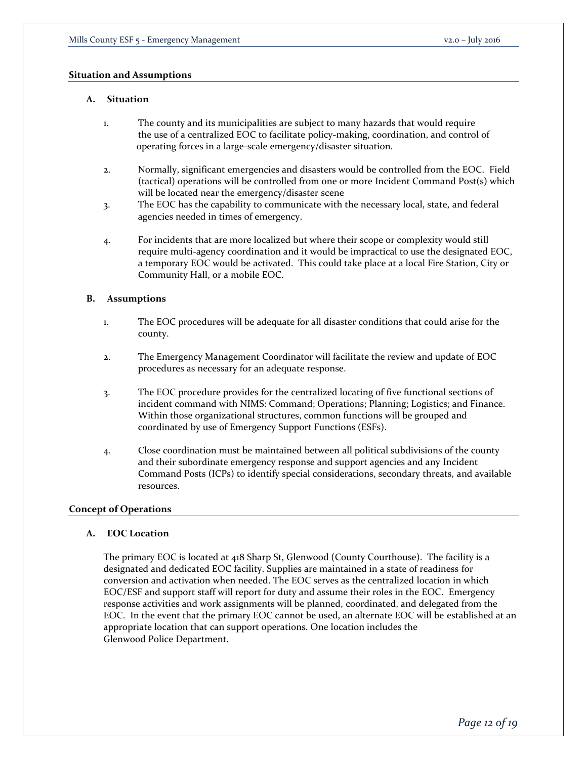## Situation and Assumptions

### A. Situation

1. The county and its municipalities are subject to many hazards that would require the use of a centralized EOC to facilitate policy-making, coordination, and control of operating forces in a large-scale emergency/disaster situation.

2. Normally, significant emergencies and disasters would be controlled from the EOC. Field (tactical) operations will be controlled from one or more Incident Command Post(s) which will be located near the emergency/disaster scene

3. The EOC has the capability to communicate with the necessary local, state, and federal agencies needed in times of emergency.

4. For incidents that are more localized but where their scope or complexity would still require multi-agency coordination and it would be impractical to use the designated EOC, a temporary EOC would be activated. This could take place at a local Fire Station, City or Community Hall, or a mobile EOC.

### B. Assumptions

1. The EOC procedures will be adequate for all disaster conditions that could arise for the county.

2. The Emergency Management Coordinator will facilitate the review and update of EOC procedures as necessary for an adequate response.

3. The EOC procedure provides for the centralized locating of five functional sections of incident command with NIMS: Command; Operations; Planning; Logistics; and Finance. Within those organizational structures, common functions will be grouped and coordinated by use of Emergency Support Functions (ESFs).

4. Close coordination must be maintained between all political subdivisions of the county and their subordinate emergency response and support agencies and any Incident Command Posts (ICPs) to identify special considerations, secondary threats, and available resources.

## Concept of Operations

### A. EOC Location

The primary EOC is located at 418 Sharp St, Glenwood (County Courthouse). The facility is a designated and dedicated EOC facility. Supplies are maintained in a state of readiness for conversion and activation when needed. The EOC serves as the centralized location in which EOC/ESF and support staff will report for duty and assume their roles in the EOC. Emergency response activities and work assignments will be planned, coordinated, and delegated from the EOC. In the event that the primary EOC cannot be used, an alternate EOC will be established at an appropriate location that can support operations. One location includes the Glenwood Police Department.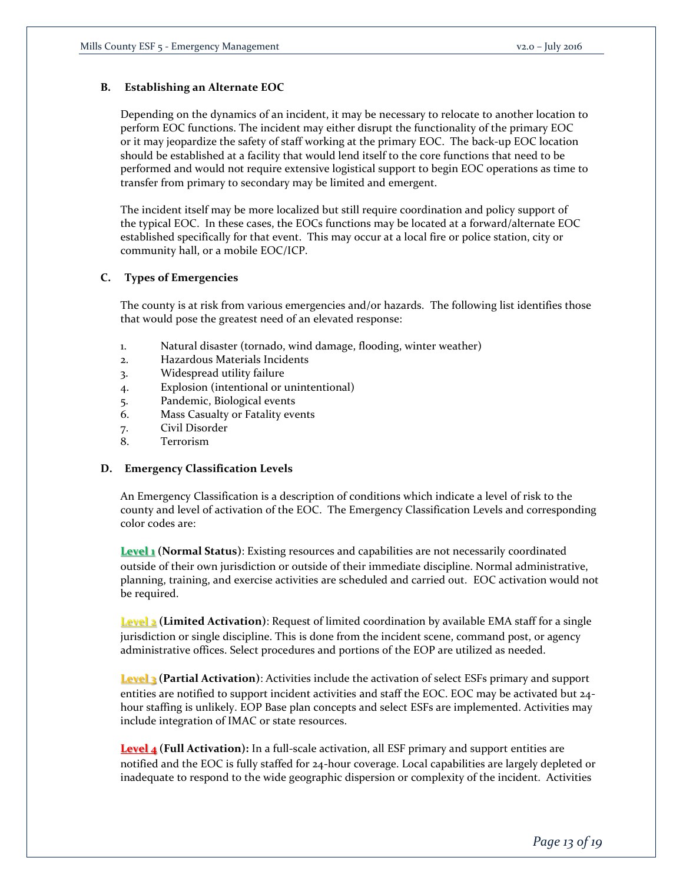### B. Establishing an Alternate EOC

Depending on the dynamics of an incident, it may be necessary to relocate to another location to perform EOC functions. The incident may either disrupt the functionality of the primary EOC or it may jeopardize the safety of staff working at the primary EOC. The back-up EOC location should be established at a facility that would lend itself to the core functions that need to be performed and would not require extensive logistical support to begin EOC operations as time to transfer from primary to secondary may be limited and emergent.

The incident itself may be more localized but still require coordination and policy support of the typical EOC. In these cases, the EOCs functions may be located at a forward/alternate EOC established specifically for that event. This may occur at a local fire or police station, city or community hall, or a mobile EOC/ICP.

### C. Types of Emergencies

The county is at risk from various emergencies and/or hazards. The following list identifies those that would pose the greatest need of an elevated response:

1. Natural disaster (tornado, wind damage, flooding, winter weather)
2. Hazardous Materials Incidents
3. Widespread utility failure
4. Explosion (intentional or unintentional)
5. Pandemic, Biological events
6. Mass Casualty or Fatality events
7. Civil Disorder
8. Terrorism

### D. Emergency Classification Levels

An Emergency Classification is a description of conditions which indicate a level of risk to the county and level of activation of the EOC. The Emergency Classification Levels and corresponding color codes are:

**Level 1** **(Normal Status)**: Existing resources and capabilities are not necessarily coordinated outside of their own jurisdiction or outside of their immediate discipline. Normal administrative, planning, training, and exercise activities are scheduled and carried out. EOC activation would not be required.

**Level 2** **(Limited Activation)**: Request of limited coordination by available EMA staff for a single jurisdiction or single discipline. This is done from the incident scene, command post, or agency administrative offices. Select procedures and portions of the EOP are utilized as needed.

**Level 3** **(Partial Activation)**: Activities include the activation of select ESFs primary and support entities are notified to support incident activities and staff the EOC. EOC may be activated but 24-hour staffing is unlikely. EOP Base plan concepts and select ESFs are implemented. Activities may include integration of IMAC or state resources.

**Level 4** **(Full Activation):** In a full-scale activation, all ESF primary and support entities are notified and the EOC is fully staffed for 24-hour coverage. Local capabilities are largely depleted or inadequate to respond to the wide geographic dispersion or complexity of the incident. Activities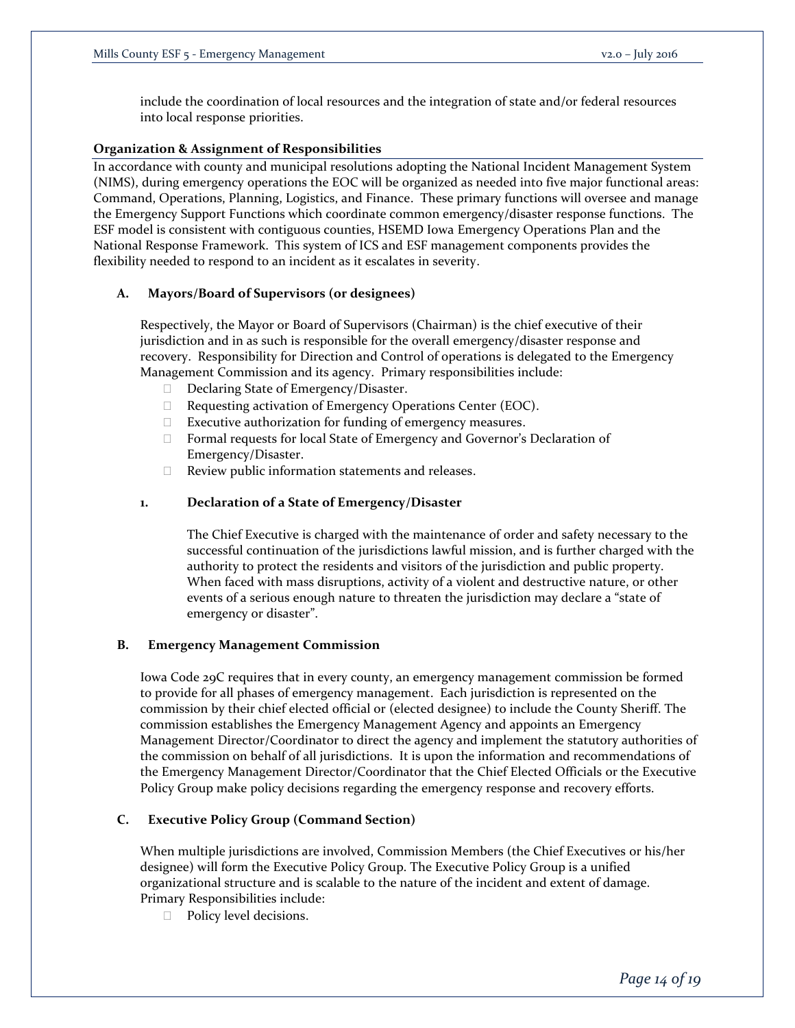include the coordination of local resources and the integration of state and/or federal resources into local response priorities.

**Organization & Assignment of Responsibilities**

In accordance with county and municipal resolutions adopting the National Incident Management System (NIMS), during emergency operations the EOC will be organized as needed into five major functional areas: Command, Operations, Planning, Logistics, and Finance. These primary functions will oversee and manage the Emergency Support Functions which coordinate common emergency/disaster response functions. The ESF model is consistent with contiguous counties, HSEMD Iowa Emergency Operations Plan and the National Response Framework. This system of ICS and ESF management components provides the flexibility needed to respond to an incident as it escalates in severity.

**A. Mayors/Board of Supervisors (or designees)**

Respectively, the Mayor or Board of Supervisors (Chairman) is the chief executive of their jurisdiction and in as such is responsible for the overall emergency/disaster response and recovery. Responsibility for Direction and Control of operations is delegated to the Emergency Management Commission and its agency. Primary responsibilities include:

- Declaring State of Emergency/Disaster.
- Requesting activation of Emergency Operations Center (EOC).
- Executive authorization for funding of emergency measures.
- Formal requests for local State of Emergency and Governor's Declaration of Emergency/Disaster.
- Review public information statements and releases.

**1. Declaration of a State of Emergency/Disaster**

The Chief Executive is charged with the maintenance of order and safety necessary to the successful continuation of the jurisdictions lawful mission, and is further charged with the authority to protect the residents and visitors of the jurisdiction and public property. When faced with mass disruptions, activity of a violent and destructive nature, or other events of a serious enough nature to threaten the jurisdiction may declare a "state of emergency or disaster".

**B. Emergency Management Commission**

Iowa Code 29C requires that in every county, an emergency management commission be formed to provide for all phases of emergency management. Each jurisdiction is represented on the commission by their chief elected official or (elected designee) to include the County Sheriff. The commission establishes the Emergency Management Agency and appoints an Emergency Management Director/Coordinator to direct the agency and implement the statutory authorities of the commission on behalf of all jurisdictions. It is upon the information and recommendations of the Emergency Management Director/Coordinator that the Chief Elected Officials or the Executive Policy Group make policy decisions regarding the emergency response and recovery efforts.

**C. Executive Policy Group (Command Section)**

When multiple jurisdictions are involved, Commission Members (the Chief Executives or his/her designee) will form the Executive Policy Group. The Executive Policy Group is a unified organizational structure and is scalable to the nature of the incident and extent of damage. Primary Responsibilities include:

- Policy level decisions.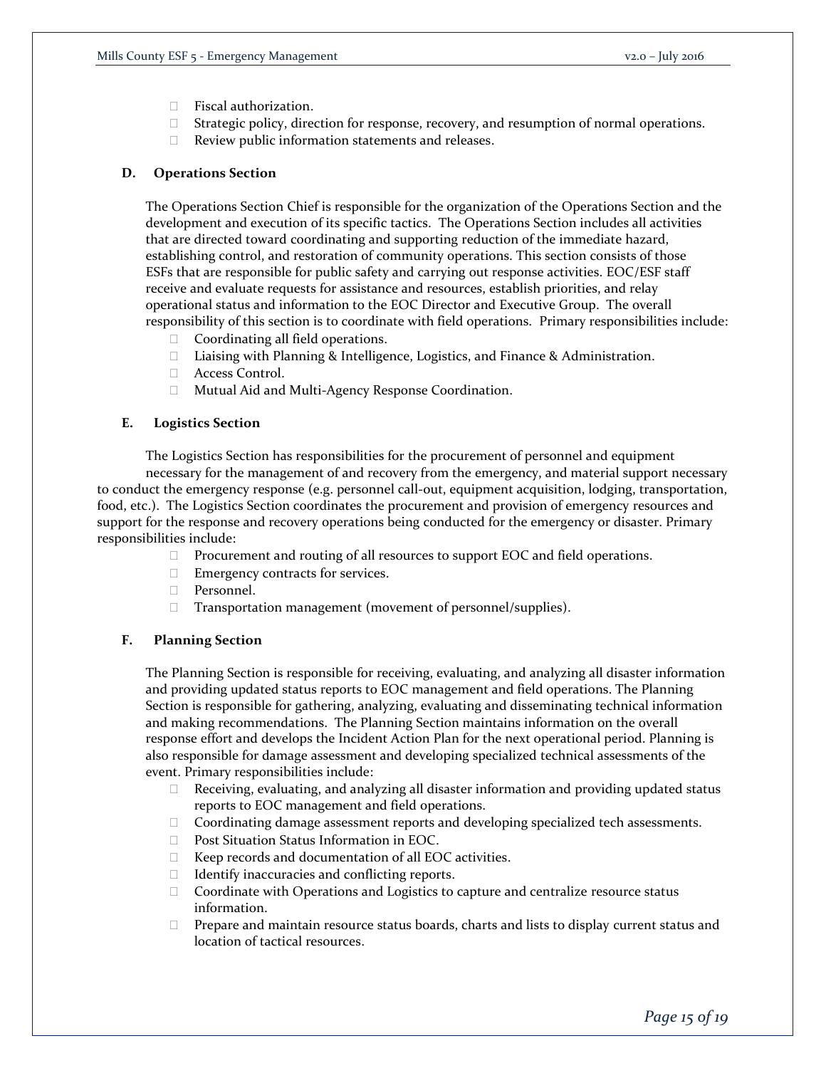- Fiscal authorization.
- Strategic policy, direction for response, recovery, and resumption of normal operations.
- Review public information statements and releases.

### D. Operations Section

The Operations Section Chief is responsible for the organization of the Operations Section and the development and execution of its specific tactics. The Operations Section includes all activities that are directed toward coordinating and supporting reduction of the immediate hazard, establishing control, and restoration of community operations. This section consists of those ESFs that are responsible for public safety and carrying out response activities. EOC/ESF staff receive and evaluate requests for assistance and resources, establish priorities, and relay operational status and information to the EOC Director and Executive Group. The overall responsibility of this section is to coordinate with field operations. Primary responsibilities include:

- Coordinating all field operations.
- Liaising with Planning & Intelligence, Logistics, and Finance & Administration.
- Access Control.
- Mutual Aid and Multi-Agency Response Coordination.

### E. Logistics Section

The Logistics Section has responsibilities for the procurement of personnel and equipment necessary for the management of and recovery from the emergency, and material support necessary to conduct the emergency response (e.g. personnel call-out, equipment acquisition, lodging, transportation, food, etc.). The Logistics Section coordinates the procurement and provision of emergency resources and support for the response and recovery operations being conducted for the emergency or disaster. Primary responsibilities include:

- Procurement and routing of all resources to support EOC and field operations.
- Emergency contracts for services.
- Personnel.
- Transportation management (movement of personnel/supplies).

### F. Planning Section

The Planning Section is responsible for receiving, evaluating, and analyzing all disaster information and providing updated status reports to EOC management and field operations. The Planning Section is responsible for gathering, analyzing, evaluating and disseminating technical information and making recommendations. The Planning Section maintains information on the overall response effort and develops the Incident Action Plan for the next operational period. Planning is also responsible for damage assessment and developing specialized technical assessments of the event. Primary responsibilities include:

- Receiving, evaluating, and analyzing all disaster information and providing updated status reports to EOC management and field operations.
- Coordinating damage assessment reports and developing specialized tech assessments.
- Post Situation Status Information in EOC.
- Keep records and documentation of all EOC activities.
- Identify inaccuracies and conflicting reports.
- Coordinate with Operations and Logistics to capture and centralize resource status information.
- Prepare and maintain resource status boards, charts and lists to display current status and location of tactical resources.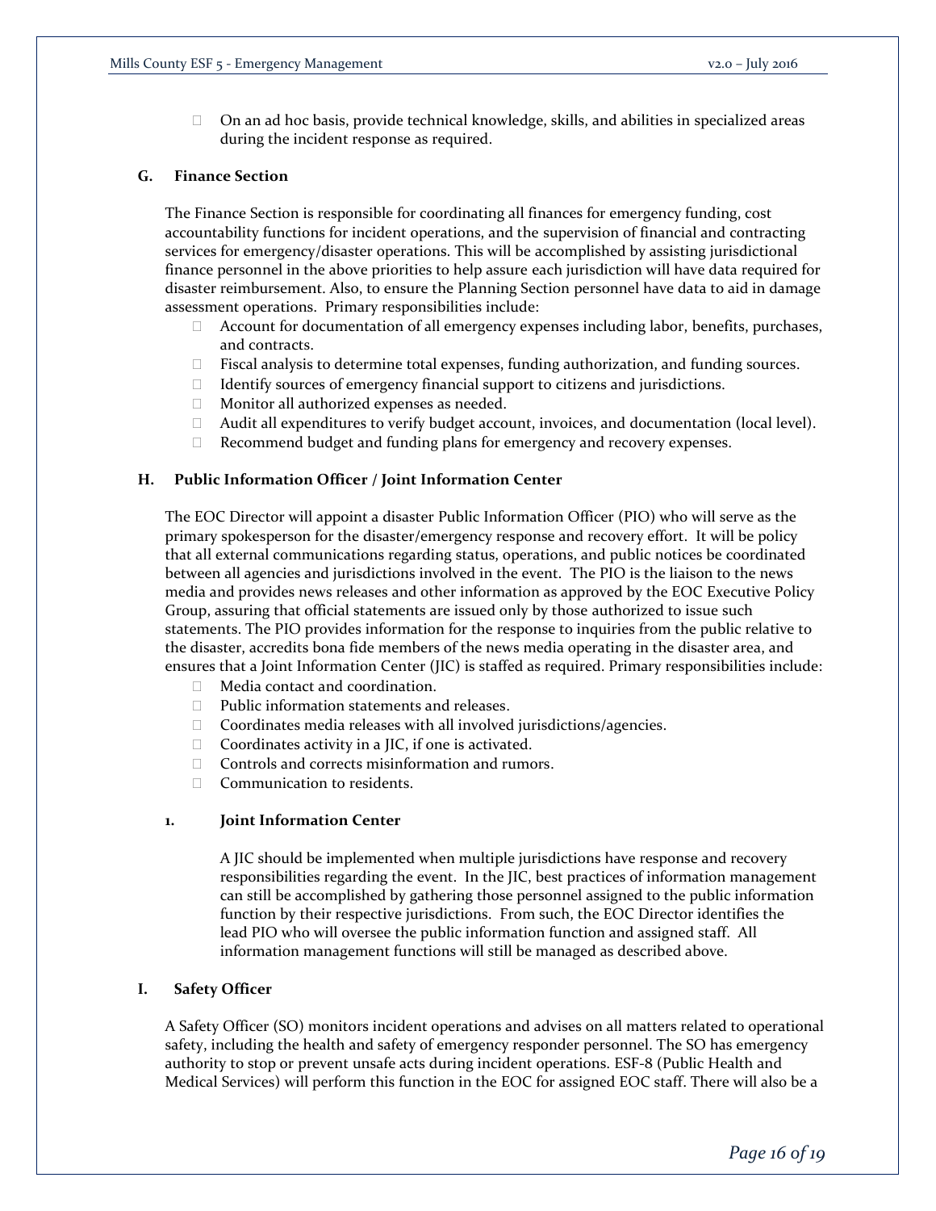- On an ad hoc basis, provide technical knowledge, skills, and abilities in specialized areas during the incident response as required.

### G. Finance Section

The Finance Section is responsible for coordinating all finances for emergency funding, cost accountability functions for incident operations, and the supervision of financial and contracting services for emergency/disaster operations. This will be accomplished by assisting jurisdictional finance personnel in the above priorities to help assure each jurisdiction will have data required for disaster reimbursement. Also, to ensure the Planning Section personnel have data to aid in damage assessment operations. Primary responsibilities include:

- Account for documentation of all emergency expenses including labor, benefits, purchases, and contracts.
- Fiscal analysis to determine total expenses, funding authorization, and funding sources.
- Identify sources of emergency financial support to citizens and jurisdictions.
- Monitor all authorized expenses as needed.
- Audit all expenditures to verify budget account, invoices, and documentation (local level).
- Recommend budget and funding plans for emergency and recovery expenses.

### H. Public Information Officer / Joint Information Center

The EOC Director will appoint a disaster Public Information Officer (PIO) who will serve as the primary spokesperson for the disaster/emergency response and recovery effort. It will be policy that all external communications regarding status, operations, and public notices be coordinated between all agencies and jurisdictions involved in the event. The PIO is the liaison to the news media and provides news releases and other information as approved by the EOC Executive Policy Group, assuring that official statements are issued only by those authorized to issue such statements. The PIO provides information for the response to inquiries from the public relative to the disaster, accredits bona fide members of the news media operating in the disaster area, and ensures that a Joint Information Center (JIC) is staffed as required. Primary responsibilities include:

- Media contact and coordination.
- Public information statements and releases.
- Coordinates media releases with all involved jurisdictions/agencies.
- Coordinates activity in a JIC, if one is activated.
- Controls and corrects misinformation and rumors.
- Communication to residents.

#### 1. Joint Information Center

A JIC should be implemented when multiple jurisdictions have response and recovery responsibilities regarding the event. In the JIC, best practices of information management can still be accomplished by gathering those personnel assigned to the public information function by their respective jurisdictions. From such, the EOC Director identifies the lead PIO who will oversee the public information function and assigned staff. All information management functions will still be managed as described above.

### I. Safety Officer

A Safety Officer (SO) monitors incident operations and advises on all matters related to operational safety, including the health and safety of emergency responder personnel. The SO has emergency authority to stop or prevent unsafe acts during incident operations. ESF-8 (Public Health and Medical Services) will perform this function in the EOC for assigned EOC staff. There will also be a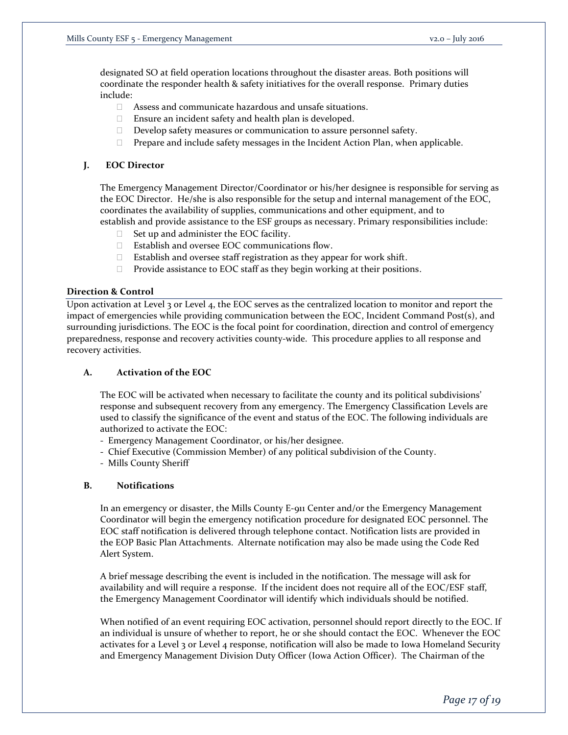designated SO at field operation locations throughout the disaster areas. Both positions will coordinate the responder health & safety initiatives for the overall response. Primary duties include:

- Assess and communicate hazardous and unsafe situations.
- Ensure an incident safety and health plan is developed.
- Develop safety measures or communication to assure personnel safety.
- Prepare and include safety messages in the Incident Action Plan, when applicable.

### J. EOC Director

The Emergency Management Director/Coordinator or his/her designee is responsible for serving as the EOC Director. He/she is also responsible for the setup and internal management of the EOC, coordinates the availability of supplies, communications and other equipment, and to establish and provide assistance to the ESF groups as necessary. Primary responsibilities include:

- Set up and administer the EOC facility.
- Establish and oversee EOC communications flow.
- Establish and oversee staff registration as they appear for work shift.
- Provide assistance to EOC staff as they begin working at their positions.

## Direction & Control

Upon activation at Level 3 or Level 4, the EOC serves as the centralized location to monitor and report the impact of emergencies while providing communication between the EOC, Incident Command Post(s), and surrounding jurisdictions. The EOC is the focal point for coordination, direction and control of emergency preparedness, response and recovery activities county-wide. This procedure applies to all response and recovery activities.

### A. Activation of the EOC

The EOC will be activated when necessary to facilitate the county and its political subdivisions' response and subsequent recovery from any emergency. The Emergency Classification Levels are used to classify the significance of the event and status of the EOC. The following individuals are authorized to activate the EOC:

- Emergency Management Coordinator, or his/her designee.
- Chief Executive (Commission Member) of any political subdivision of the County.
- Mills County Sheriff

### B. Notifications

In an emergency or disaster, the Mills County E-911 Center and/or the Emergency Management Coordinator will begin the emergency notification procedure for designated EOC personnel. The EOC staff notification is delivered through telephone contact. Notification lists are provided in the EOP Basic Plan Attachments. Alternate notification may also be made using the Code Red Alert System.

A brief message describing the event is included in the notification. The message will ask for availability and will require a response. If the incident does not require all of the EOC/ESF staff, the Emergency Management Coordinator will identify which individuals should be notified.

When notified of an event requiring EOC activation, personnel should report directly to the EOC. If an individual is unsure of whether to report, he or she should contact the EOC. Whenever the EOC activates for a Level 3 or Level 4 response, notification will also be made to Iowa Homeland Security and Emergency Management Division Duty Officer (Iowa Action Officer). The Chairman of the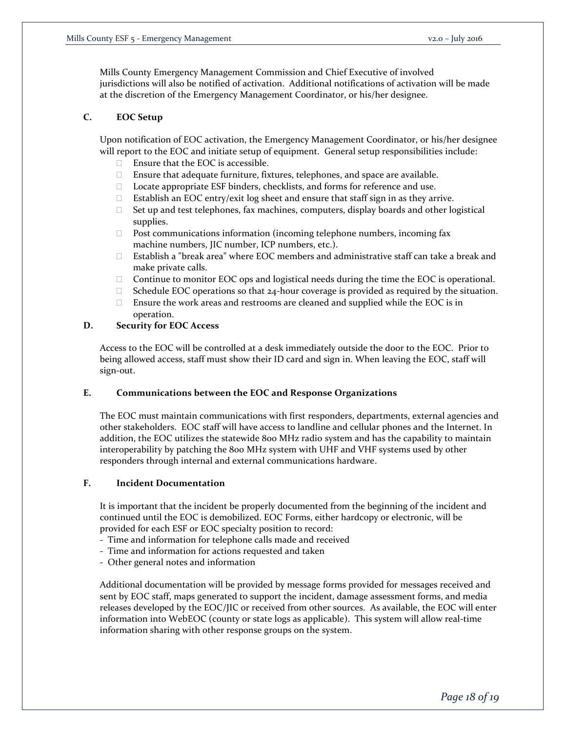Mills County Emergency Management Commission and Chief Executive of involved jurisdictions will also be notified of activation. Additional notifications of activation will be made at the discretion of the Emergency Management Coordinator, or his/her designee.

### C. EOC Setup

Upon notification of EOC activation, the Emergency Management Coordinator, or his/her designee will report to the EOC and initiate setup of equipment. General setup responsibilities include:

- Ensure that the EOC is accessible.
- Ensure that adequate furniture, fixtures, telephones, and space are available.
- Locate appropriate ESF binders, checklists, and forms for reference and use.
- Establish an EOC entry/exit log sheet and ensure that staff sign in as they arrive.
- Set up and test telephones, fax machines, computers, display boards and other logistical supplies.
- Post communications information (incoming telephone numbers, incoming fax machine numbers, JIC number, ICP numbers, etc.).
- Establish a "break area" where EOC members and administrative staff can take a break and make private calls.
- Continue to monitor EOC ops and logistical needs during the time the EOC is operational.
- Schedule EOC operations so that 24-hour coverage is provided as required by the situation.
- Ensure the work areas and restrooms are cleaned and supplied while the EOC is in operation.

### D. Security for EOC Access

Access to the EOC will be controlled at a desk immediately outside the door to the EOC. Prior to being allowed access, staff must show their ID card and sign in. When leaving the EOC, staff will sign-out.

### E. Communications between the EOC and Response Organizations

The EOC must maintain communications with first responders, departments, external agencies and other stakeholders. EOC staff will have access to landline and cellular phones and the Internet. In addition, the EOC utilizes the statewide 800 MHz radio system and has the capability to maintain interoperability by patching the 800 MHz system with UHF and VHF systems used by other responders through internal and external communications hardware.

### F. Incident Documentation

It is important that the incident be properly documented from the beginning of the incident and continued until the EOC is demobilized. EOC Forms, either hardcopy or electronic, will be provided for each ESF or EOC specialty position to record:

- Time and information for telephone calls made and received
- Time and information for actions requested and taken
- Other general notes and information

Additional documentation will be provided by message forms provided for messages received and sent by EOC staff, maps generated to support the incident, damage assessment forms, and media releases developed by the EOC/JIC or received from other sources. As available, the EOC will enter information into WebEOC (county or state logs as applicable). This system will allow real-time information sharing with other response groups on the system.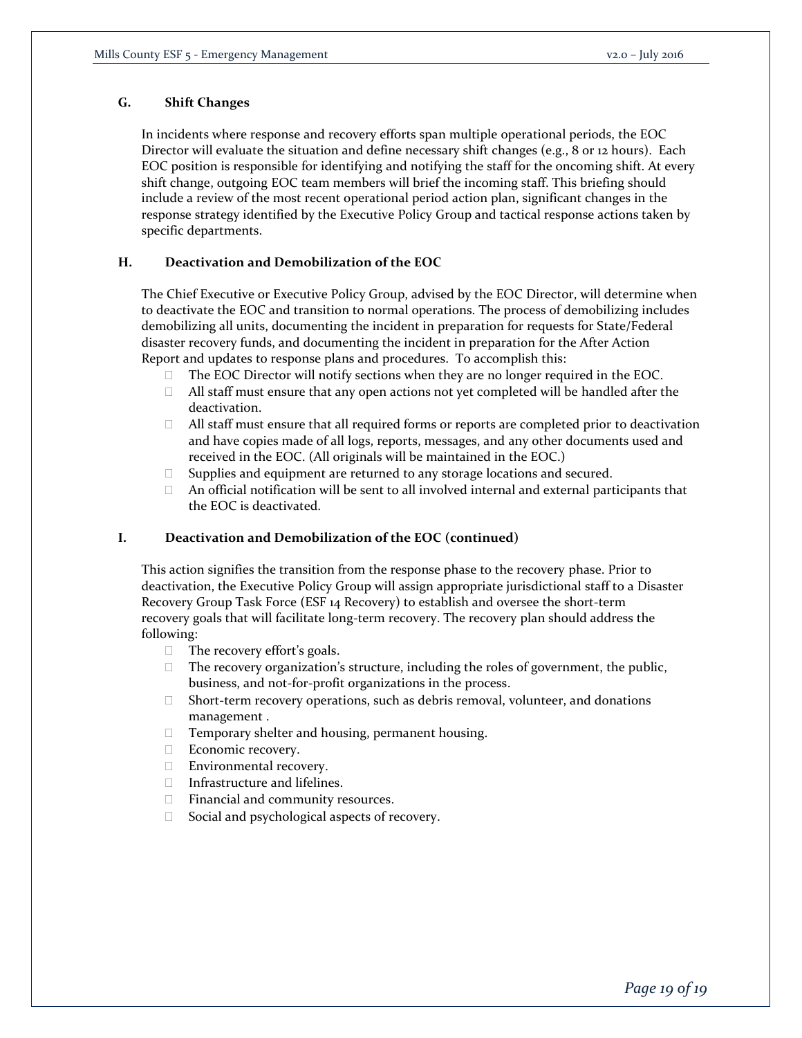### G. Shift Changes

In incidents where response and recovery efforts span multiple operational periods, the EOC Director will evaluate the situation and define necessary shift changes (e.g., 8 or 12 hours). Each EOC position is responsible for identifying and notifying the staff for the oncoming shift. At every shift change, outgoing EOC team members will brief the incoming staff. This briefing should include a review of the most recent operational period action plan, significant changes in the response strategy identified by the Executive Policy Group and tactical response actions taken by specific departments.

### H. Deactivation and Demobilization of the EOC

The Chief Executive or Executive Policy Group, advised by the EOC Director, will determine when to deactivate the EOC and transition to normal operations. The process of demobilizing includes demobilizing all units, documenting the incident in preparation for requests for State/Federal disaster recovery funds, and documenting the incident in preparation for the After Action Report and updates to response plans and procedures. To accomplish this:

- The EOC Director will notify sections when they are no longer required in the EOC.
- All staff must ensure that any open actions not yet completed will be handled after the deactivation.
- All staff must ensure that all required forms or reports are completed prior to deactivation and have copies made of all logs, reports, messages, and any other documents used and received in the EOC. (All originals will be maintained in the EOC.)
- Supplies and equipment are returned to any storage locations and secured.
- An official notification will be sent to all involved internal and external participants that the EOC is deactivated.

### I. Deactivation and Demobilization of the EOC (continued)

This action signifies the transition from the response phase to the recovery phase. Prior to deactivation, the Executive Policy Group will assign appropriate jurisdictional staff to a Disaster Recovery Group Task Force (ESF 14 Recovery) to establish and oversee the short-term recovery goals that will facilitate long-term recovery. The recovery plan should address the following:

- The recovery effort's goals.
- The recovery organization's structure, including the roles of government, the public, business, and not-for-profit organizations in the process.
- Short-term recovery operations, such as debris removal, volunteer, and donations management .
- Temporary shelter and housing, permanent housing.
- Economic recovery.
- Environmental recovery.
- Infrastructure and lifelines.
- Financial and community resources.
- Social and psychological aspects of recovery.